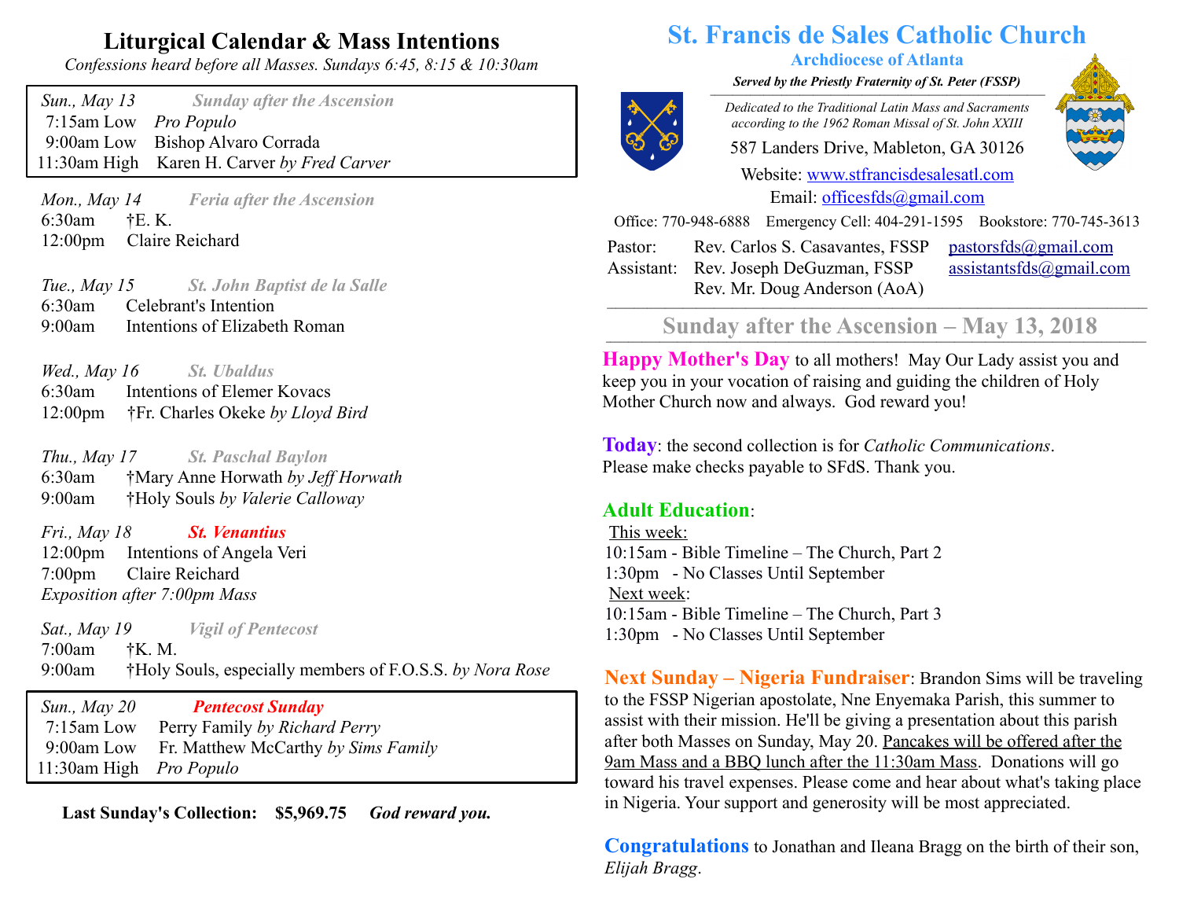## Liturgical Calendar & Mass Intentions

*Confessions heard before all Masses. Sundays 6:45, 8:15 & 10:30am*

*Sun., May 13* — ***Sunday after the Ascension***

| | |
|---|---|
| 7:15am Low | *Pro Populo* |
| 9:00am Low | Bishop Alvaro Corrada |
| 11:30am High | Karen H. Carver *by Fred Carver* |

*Mon., May 14* — ***Feria after the Ascension***

| | |
|---|---|
| 6:30am | †E. K. |
| 12:00pm | Claire Reichard |

*Tue., May 15* — ***St. John Baptist de la Salle***

| | |
|---|---|
| 6:30am | Celebrant's Intention |
| 9:00am | Intentions of Elizabeth Roman |

*Wed., May 16* — ***St. Ubaldus***

| | |
|---|---|
| 6:30am | Intentions of Elemer Kovacs |
| 12:00pm | †Fr. Charles Okeke *by Lloyd Bird* |

*Thu., May 17* — ***St. Paschal Baylon***

| | |
|---|---|
| 6:30am | †Mary Anne Horwath *by Jeff Horwath* |
| 9:00am | †Holy Souls *by Valerie Calloway* |

*Fri., May 18* — ***St. Venantius***

| | |
|---|---|
| 12:00pm | Intentions of Angela Veri |
| 7:00pm | Claire Reichard |

*Exposition after 7:00pm Mass*

*Sat., May 19* — ***Vigil of Pentecost***

| | |
|---|---|
| 7:00am | †K. M. |
| 9:00am | †Holy Souls, especially members of F.O.S.S. *by Nora Rose* |

*Sun., May 20* — ***Pentecost Sunday***

| | |
|---|---|
| 7:15am Low | Perry Family *by Richard Perry* |
| 9:00am Low | Fr. Matthew McCarthy *by Sims Family* |
| 11:30am High | *Pro Populo* |

**Last Sunday's Collection: $5,969.75** ***God reward you.***

# St. Francis de Sales Catholic Church

**Archdiocese of Atlanta**

***Served by the Priestly Fraternity of St. Peter (FSSP)***

*Dedicated to the Traditional Latin Mass and Sacraments according to the 1962 Roman Missal of St. John XXIII*

587 Landers Drive, Mableton, GA 30126

Website: www.stfrancisdesalesatl.com

Email: officesfds@gmail.com

Office: 770-948-6888 Emergency Cell: 404-291-1595 Bookstore: 770-745-3613

| | | |
|---|---|---|
| Pastor: | Rev. Carlos S. Casavantes, FSSP | pastorsfds@gmail.com |
| Assistant: | Rev. Joseph DeGuzman, FSSP | assistantsfds@gmail.com |
| | Rev. Mr. Doug Anderson (AoA) | |

## Sunday after the Ascension – May 13, 2018

**Happy Mother's Day** to all mothers! May Our Lady assist you and keep you in your vocation of raising and guiding the children of Holy Mother Church now and always. God reward you!

**Today**: the second collection is for *Catholic Communications*. Please make checks payable to SFdS. Thank you.

**Adult Education**:

This week:
10:15am - Bible Timeline – The Church, Part 2
1:30pm - No Classes Until September

Next week:
10:15am - Bible Timeline – The Church, Part 3
1:30pm - No Classes Until September

**Next Sunday – Nigeria Fundraiser**: Brandon Sims will be traveling to the FSSP Nigerian apostolate, Nne Enyemaka Parish, this summer to assist with their mission. He'll be giving a presentation about this parish after both Masses on Sunday, May 20. Pancakes will be offered after the 9am Mass and a BBQ lunch after the 11:30am Mass. Donations will go toward his travel expenses. Please come and hear about what's taking place in Nigeria. Your support and generosity will be most appreciated.

**Congratulations** to Jonathan and Ileana Bragg on the birth of their son, *Elijah Bragg*.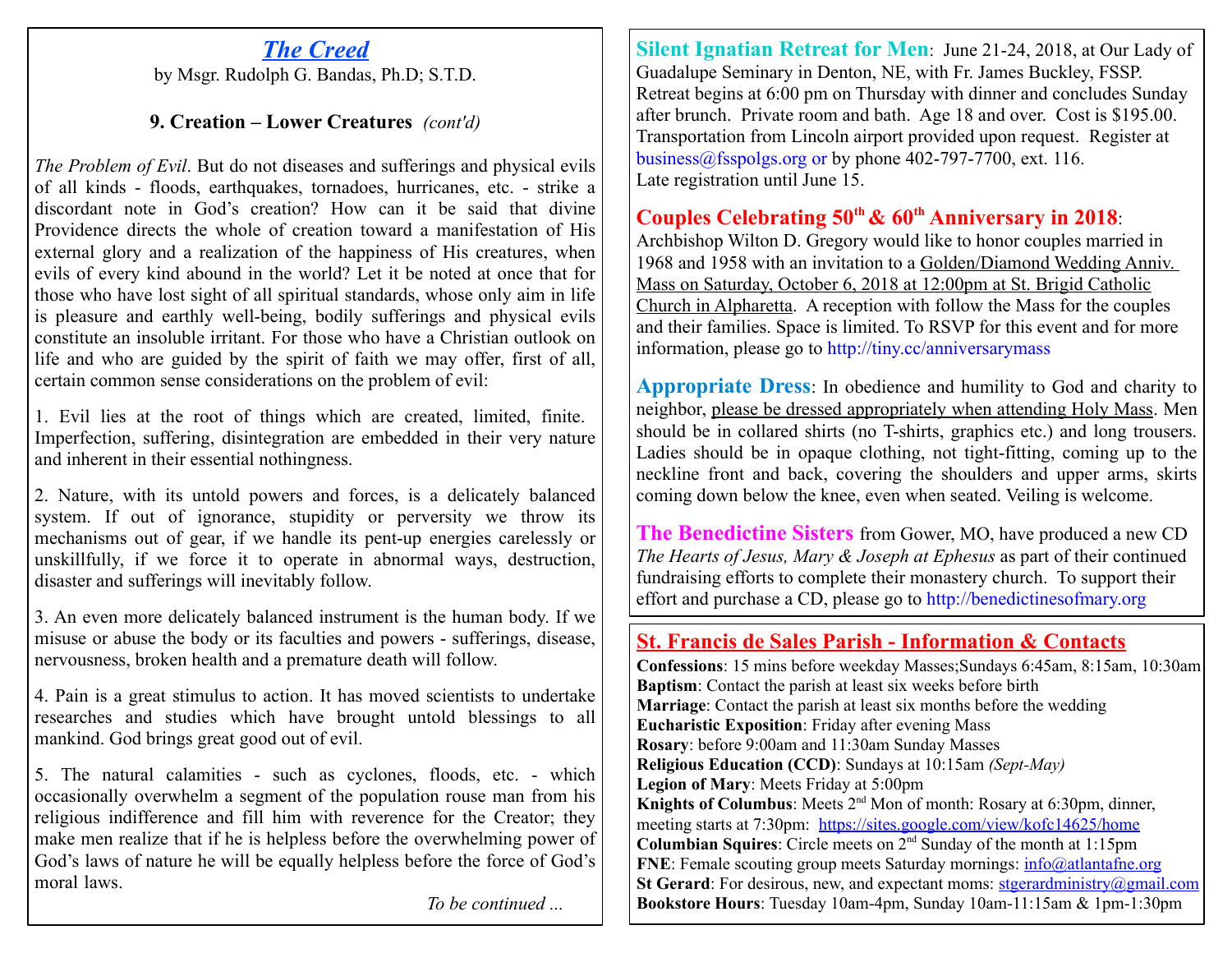## *The Creed*

by Msgr. Rudolph G. Bandas, Ph.D; S.T.D.

### 9. Creation – Lower Creatures *(cont'd)*

*The Problem of Evil*. But do not diseases and sufferings and physical evils of all kinds - floods, earthquakes, tornadoes, hurricanes, etc. - strike a discordant note in God's creation? How can it be said that divine Providence directs the whole of creation toward a manifestation of His external glory and a realization of the happiness of His creatures, when evils of every kind abound in the world? Let it be noted at once that for those who have lost sight of all spiritual standards, whose only aim in life is pleasure and earthly well-being, bodily sufferings and physical evils constitute an insoluble irritant. For those who have a Christian outlook on life and who are guided by the spirit of faith we may offer, first of all, certain common sense considerations on the problem of evil:

1. Evil lies at the root of things which are created, limited, finite. Imperfection, suffering, disintegration are embedded in their very nature and inherent in their essential nothingness.

2. Nature, with its untold powers and forces, is a delicately balanced system. If out of ignorance, stupidity or perversity we throw its mechanisms out of gear, if we handle its pent-up energies carelessly or unskillfully, if we force it to operate in abnormal ways, destruction, disaster and sufferings will inevitably follow.

3. An even more delicately balanced instrument is the human body. If we misuse or abuse the body or its faculties and powers - sufferings, disease, nervousness, broken health and a premature death will follow.

4. Pain is a great stimulus to action. It has moved scientists to undertake researches and studies which have brought untold blessings to all mankind. God brings great good out of evil.

5. The natural calamities - such as cyclones, floods, etc. - which occasionally overwhelm a segment of the population rouse man from his religious indifference and fill him with reverence for the Creator; they make men realize that if he is helpless before the overwhelming power of God's laws of nature he will be equally helpless before the force of God's moral laws.

*To be continued ...*

**Silent Ignatian Retreat for Men**: June 21-24, 2018, at Our Lady of Guadalupe Seminary in Denton, NE, with Fr. James Buckley, FSSP. Retreat begins at 6:00 pm on Thursday with dinner and concludes Sunday after brunch. Private room and bath. Age 18 and over. Cost is $195.00. Transportation from Lincoln airport provided upon request. Register at business@fsspolgs.org or by phone 402-797-7700, ext. 116.
Late registration until June 15.

**Couples Celebrating 50th & 60th Anniversary in 2018**:
Archbishop Wilton D. Gregory would like to honor couples married in 1968 and 1958 with an invitation to a Golden/Diamond Wedding Anniv. Mass on Saturday, October 6, 2018 at 12:00pm at St. Brigid Catholic Church in Alpharetta. A reception with follow the Mass for the couples and their families. Space is limited. To RSVP for this event and for more information, please go to http://tiny.cc/anniversarymass

**Appropriate Dress**: In obedience and humility to God and charity to neighbor, please be dressed appropriately when attending Holy Mass. Men should be in collared shirts (no T-shirts, graphics etc.) and long trousers. Ladies should be in opaque clothing, not tight-fitting, coming up to the neckline front and back, covering the shoulders and upper arms, skirts coming down below the knee, even when seated. Veiling is welcome.

**The Benedictine Sisters** from Gower, MO, have produced a new CD *The Hearts of Jesus, Mary & Joseph at Ephesus* as part of their continued fundraising efforts to complete their monastery church. To support their effort and purchase a CD, please go to http://benedictinesofmary.org

## St. Francis de Sales Parish - Information & Contacts

**Confessions**: 15 mins before weekday Masses;Sundays 6:45am, 8:15am, 10:30am
**Baptism**: Contact the parish at least six weeks before birth
**Marriage**: Contact the parish at least six months before the wedding
**Eucharistic Exposition**: Friday after evening Mass
**Rosary**: before 9:00am and 11:30am Sunday Masses
**Religious Education (CCD)**: Sundays at 10:15am *(Sept-May)*
**Legion of Mary**: Meets Friday at 5:00pm
**Knights of Columbus**: Meets 2nd Mon of month: Rosary at 6:30pm, dinner, meeting starts at 7:30pm: https://sites.google.com/view/kofc14625/home
**Columbian Squires**: Circle meets on 2nd Sunday of the month at 1:15pm
**FNE**: Female scouting group meets Saturday mornings: info@atlantafne.org
**St Gerard**: For desirous, new, and expectant moms: stgerardministry@gmail.com
**Bookstore Hours**: Tuesday 10am-4pm, Sunday 10am-11:15am & 1pm-1:30pm